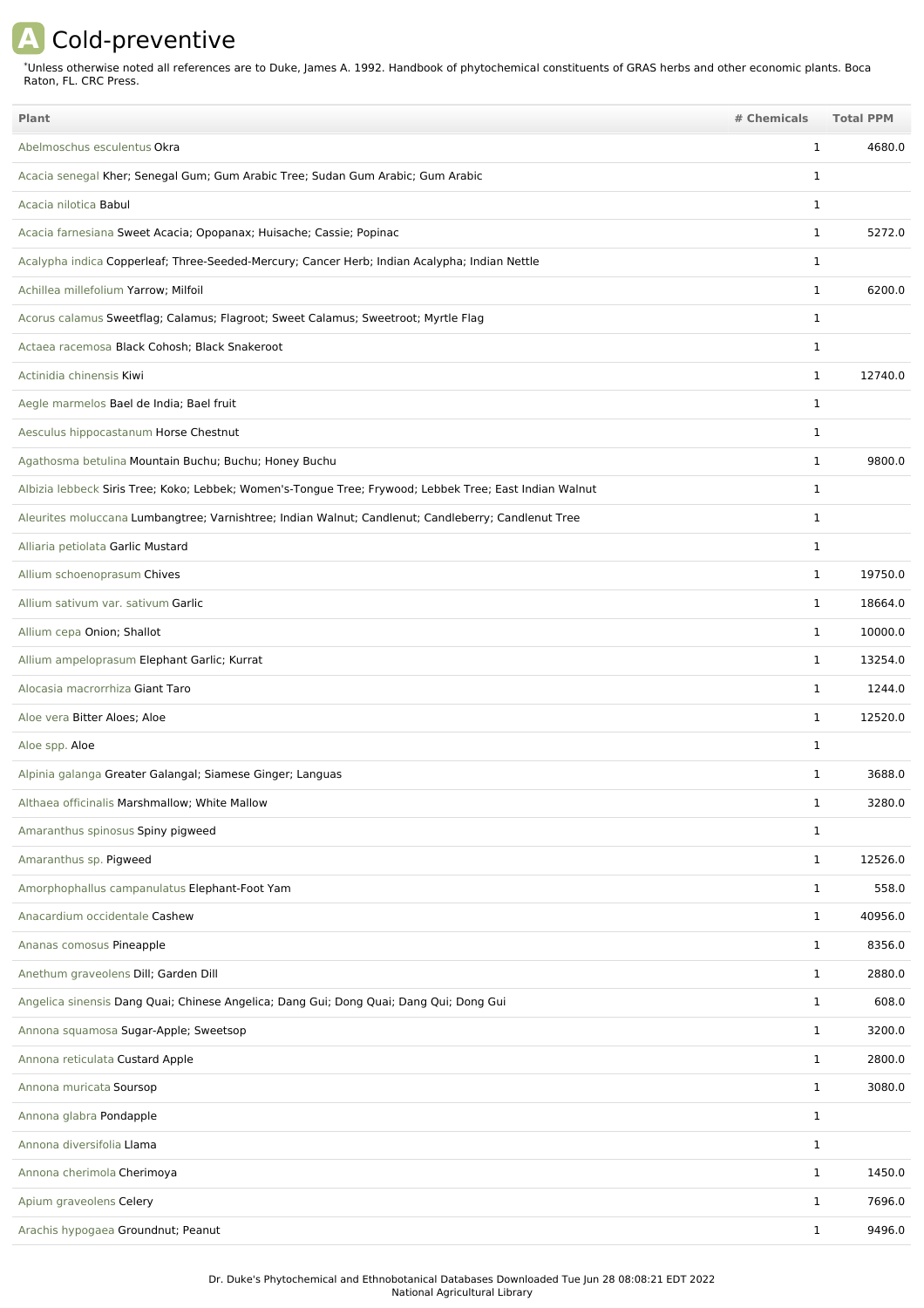# A Cold-preventive

*Unless otherwise noted all references are to Duke, James A. 1992. Handbook of phytochemical constituents of GRAS herbs and other economic plants. Boca Raton, FL. CRC Press.

| Plant | # Chemicals | Total PPM |
| --- | --- | --- |
| Abelmoschus esculentus Okra | 1 | 4680.0 |
| Acacia senegal Kher; Senegal Gum; Gum Arabic Tree; Sudan Gum Arabic; Gum Arabic | 1 | |
| Acacia nilotica Babul | 1 | |
| Acacia farnesiana Sweet Acacia; Opopanax; Huisache; Cassie; Popinac | 1 | 5272.0 |
| Acalypha indica Copperleaf; Three-Seeded-Mercury; Cancer Herb; Indian Acalypha; Indian Nettle | 1 | |
| Achillea millefolium Yarrow; Milfoil | 1 | 6200.0 |
| Acorus calamus Sweetflag; Calamus; Flagroot; Sweet Calamus; Sweetroot; Myrtle Flag | 1 | |
| Actaea racemosa Black Cohosh; Black Snakeroot | 1 | |
| Actinidia chinensis Kiwi | 1 | 12740.0 |
| Aegle marmelos Bael de India; Bael fruit | 1 | |
| Aesculus hippocastanum Horse Chestnut | 1 | |
| Agathosma betulina Mountain Buchu; Buchu; Honey Buchu | 1 | 9800.0 |
| Albizia lebbeck Siris Tree; Koko; Lebbek; Women's-Tongue Tree; Frywood; Lebbek Tree; East Indian Walnut | 1 | |
| Aleurites moluccana Lumbangtree; Varnishtree; Indian Walnut; Candlenut; Candleberry; Candlenut Tree | 1 | |
| Alliaria petiolata Garlic Mustard | 1 | |
| Allium schoenoprasum Chives | 1 | 19750.0 |
| Allium sativum var. sativum Garlic | 1 | 18664.0 |
| Allium cepa Onion; Shallot | 1 | 10000.0 |
| Allium ampeloprasum Elephant Garlic; Kurrat | 1 | 13254.0 |
| Alocasia macrorrhiza Giant Taro | 1 | 1244.0 |
| Aloe vera Bitter Aloes; Aloe | 1 | 12520.0 |
| Aloe spp. Aloe | 1 | |
| Alpinia galanga Greater Galangal; Siamese Ginger; Languas | 1 | 3688.0 |
| Althaea officinalis Marshmallow; White Mallow | 1 | 3280.0 |
| Amaranthus spinosus Spiny pigweed | 1 | |
| Amaranthus sp. Pigweed | 1 | 12526.0 |
| Amorphophallus campanulatus Elephant-Foot Yam | 1 | 558.0 |
| Anacardium occidentale Cashew | 1 | 40956.0 |
| Ananas comosus Pineapple | 1 | 8356.0 |
| Anethum graveolens Dill; Garden Dill | 1 | 2880.0 |
| Angelica sinensis Dang Quai; Chinese Angelica; Dang Gui; Dong Quai; Dang Qui; Dong Gui | 1 | 608.0 |
| Annona squamosa Sugar-Apple; Sweetsop | 1 | 3200.0 |
| Annona reticulata Custard Apple | 1 | 2800.0 |
| Annona muricata Soursop | 1 | 3080.0 |
| Annona glabra Pondapple | 1 | |
| Annona diversifolia Llama | 1 | |
| Annona cherimola Cherimoya | 1 | 1450.0 |
| Apium graveolens Celery | 1 | 7696.0 |
| Arachis hypogaea Groundnut; Peanut | 1 | 9496.0 |

Dr. Duke's Phytochemical and Ethnobotanical Databases Downloaded Tue Jun 28 08:08:21 EDT 2022
National Agricultural Library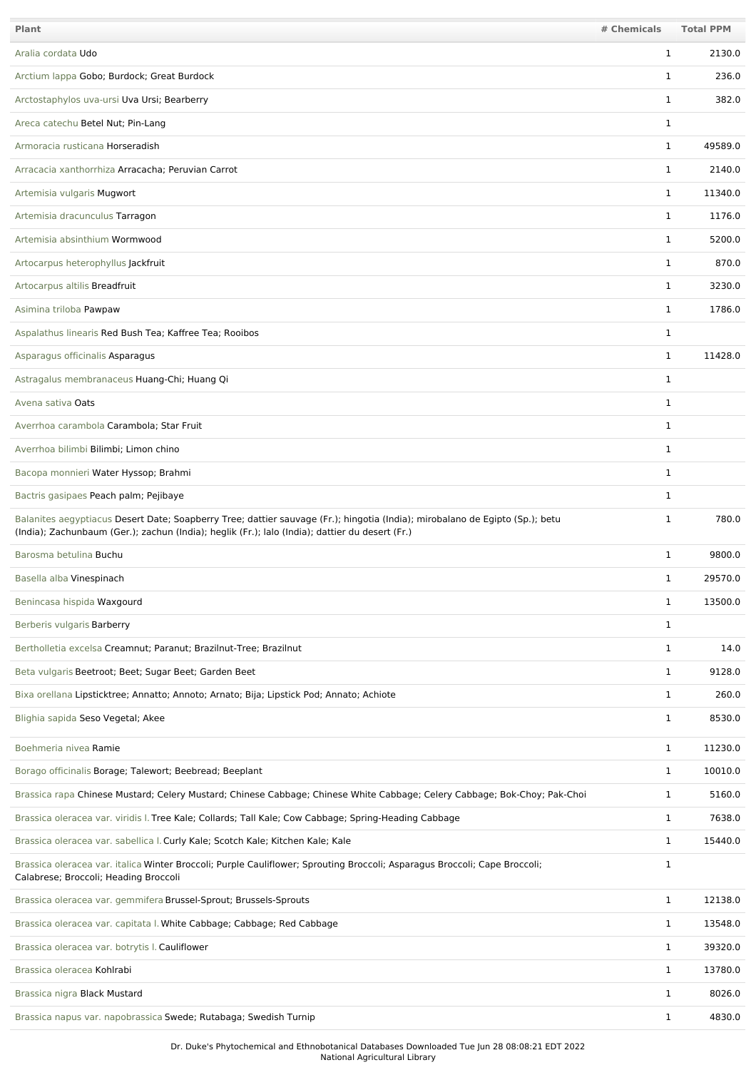| Plant | # Chemicals | Total PPM |
|---|---|---|
| Aralia cordata Udo | 1 | 2130.0 |
| Arctium lappa Gobo; Burdock; Great Burdock | 1 | 236.0 |
| Arctostaphylos uva-ursi Uva Ursi; Bearberry | 1 | 382.0 |
| Areca catechu Betel Nut; Pin-Lang | 1 | |
| Armoracia rusticana Horseradish | 1 | 49589.0 |
| Arracacia xanthorrhiza Arracacha; Peruvian Carrot | 1 | 2140.0 |
| Artemisia vulgaris Mugwort | 1 | 11340.0 |
| Artemisia dracunculus Tarragon | 1 | 1176.0 |
| Artemisia absinthium Wormwood | 1 | 5200.0 |
| Artocarpus heterophyllus Jackfruit | 1 | 870.0 |
| Artocarpus altilis Breadfruit | 1 | 3230.0 |
| Asimina triloba Pawpaw | 1 | 1786.0 |
| Aspalathus linearis Red Bush Tea; Kaffree Tea; Rooibos | 1 | |
| Asparagus officinalis Asparagus | 1 | 11428.0 |
| Astragalus membranaceus Huang-Chi; Huang Qi | 1 | |
| Avena sativa Oats | 1 | |
| Averrhoa carambola Carambola; Star Fruit | 1 | |
| Averrhoa bilimbi Bilimbi; Limon chino | 1 | |
| Bacopa monnieri Water Hyssop; Brahmi | 1 | |
| Bactris gasipaes Peach palm; Pejibaye | 1 | |
| Balanites aegyptiacus Desert Date; Soapberry Tree; dattier sauvage (Fr.); hingotia (India); mirobalano de Egipto (Sp.); betu (India); Zachunbaum (Ger.); zachun (India); heglik (Fr.); lalo (India); dattier du desert (Fr.) | 1 | 780.0 |
| Barosma betulina Buchu | 1 | 9800.0 |
| Basella alba Vinespinach | 1 | 29570.0 |
| Benincasa hispida Waxgourd | 1 | 13500.0 |
| Berberis vulgaris Barberry | 1 | |
| Bertholletia excelsa Creamnut; Paranut; Brazilnut-Tree; Brazilnut | 1 | 14.0 |
| Beta vulgaris Beetroot; Beet; Sugar Beet; Garden Beet | 1 | 9128.0 |
| Bixa orellana Lipsticktree; Annatto; Annoto; Arnato; Bija; Lipstick Pod; Annato; Achiote | 1 | 260.0 |
| Blighia sapida Seso Vegetal; Akee | 1 | 8530.0 |
| Boehmeria nivea Ramie | 1 | 11230.0 |
| Borago officinalis Borage; Talewort; Beebread; Beeplant | 1 | 10010.0 |
| Brassica rapa Chinese Mustard; Celery Mustard; Chinese Cabbage; Chinese White Cabbage; Celery Cabbage; Bok-Choy; Pak-Choi | 1 | 5160.0 |
| Brassica oleracea var. viridis l. Tree Kale; Collards; Tall Kale; Cow Cabbage; Spring-Heading Cabbage | 1 | 7638.0 |
| Brassica oleracea var. sabellica l. Curly Kale; Scotch Kale; Kitchen Kale; Kale | 1 | 15440.0 |
| Brassica oleracea var. italica Winter Broccoli; Purple Cauliflower; Sprouting Broccoli; Asparagus Broccoli; Cape Broccoli; Calabrese; Broccoli; Heading Broccoli | 1 | |
| Brassica oleracea var. gemmifera Brussel-Sprout; Brussels-Sprouts | 1 | 12138.0 |
| Brassica oleracea var. capitata l. White Cabbage; Cabbage; Red Cabbage | 1 | 13548.0 |
| Brassica oleracea var. botrytis l. Cauliflower | 1 | 39320.0 |
| Brassica oleracea Kohlrabi | 1 | 13780.0 |
| Brassica nigra Black Mustard | 1 | 8026.0 |
| Brassica napus var. napobrassica Swede; Rutabaga; Swedish Turnip | 1 | 4830.0 |

Dr. Duke's Phytochemical and Ethnobotanical Databases Downloaded Tue Jun 28 08:08:21 EDT 2022
National Agricultural Library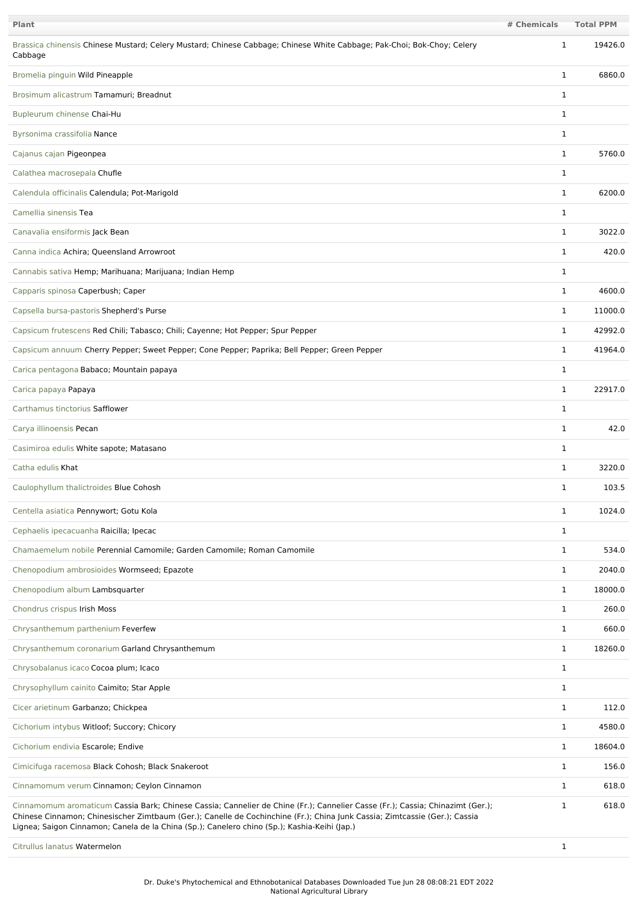| Plant | # Chemicals | Total PPM |
|---|---|---|
| Brassica chinensis Chinese Mustard; Celery Mustard; Chinese Cabbage; Chinese White Cabbage; Pak-Choi; Bok-Choy; Celery Cabbage | 1 | 19426.0 |
| Bromelia pinguin Wild Pineapple | 1 | 6860.0 |
| Brosimum alicastrum Tamamuri; Breadnut | 1 | |
| Bupleurum chinense Chai-Hu | 1 | |
| Byrsonima crassifolia Nance | 1 | |
| Cajanus cajan Pigeonpea | 1 | 5760.0 |
| Calathea macrosepala Chufle | 1 | |
| Calendula officinalis Calendula; Pot-Marigold | 1 | 6200.0 |
| Camellia sinensis Tea | 1 | |
| Canavalia ensiformis Jack Bean | 1 | 3022.0 |
| Canna indica Achira; Queensland Arrowroot | 1 | 420.0 |
| Cannabis sativa Hemp; Marihuana; Marijuana; Indian Hemp | 1 | |
| Capparis spinosa Caperbush; Caper | 1 | 4600.0 |
| Capsella bursa-pastoris Shepherd's Purse | 1 | 11000.0 |
| Capsicum frutescens Red Chili; Tabasco; Chili; Cayenne; Hot Pepper; Spur Pepper | 1 | 42992.0 |
| Capsicum annuum Cherry Pepper; Sweet Pepper; Cone Pepper; Paprika; Bell Pepper; Green Pepper | 1 | 41964.0 |
| Carica pentagona Babaco; Mountain papaya | 1 | |
| Carica papaya Papaya | 1 | 22917.0 |
| Carthamus tinctorius Safflower | 1 | |
| Carya illinoensis Pecan | 1 | 42.0 |
| Casimiroa edulis White sapote; Matasano | 1 | |
| Catha edulis Khat | 1 | 3220.0 |
| Caulophyllum thalictroides Blue Cohosh | 1 | 103.5 |
| Centella asiatica Pennywort; Gotu Kola | 1 | 1024.0 |
| Cephaelis ipecacuanha Raicilla; Ipecac | 1 | |
| Chamaemelum nobile Perennial Camomile; Garden Camomile; Roman Camomile | 1 | 534.0 |
| Chenopodium ambrosioides Wormseed; Epazote | 1 | 2040.0 |
| Chenopodium album Lambsquarter | 1 | 18000.0 |
| Chondrus crispus Irish Moss | 1 | 260.0 |
| Chrysanthemum parthenium Feverfew | 1 | 660.0 |
| Chrysanthemum coronarium Garland Chrysanthemum | 1 | 18260.0 |
| Chrysobalanus icaco Cocoa plum; Icaco | 1 | |
| Chrysophyllum cainito Caimito; Star Apple | 1 | |
| Cicer arietinum Garbanzo; Chickpea | 1 | 112.0 |
| Cichorium intybus Witloof; Succory; Chicory | 1 | 4580.0 |
| Cichorium endivia Escarole; Endive | 1 | 18604.0 |
| Cimicifuga racemosa Black Cohosh; Black Snakeroot | 1 | 156.0 |
| Cinnamomum verum Cinnamon; Ceylon Cinnamon | 1 | 618.0 |
| Cinnamomum aromaticum Cassia Bark; Chinese Cassia; Cannelier de Chine (Fr.); Cannelier Casse (Fr.); Cassia; Chinazimt (Ger.); Chinese Cinnamon; Chinesischer Zimtbaum (Ger.); Canelle de Cochinchine (Fr.); China Junk Cassia; Zimtcassie (Ger.); Cassia Lignea; Saigon Cinnamon; Canela de la China (Sp.); Canelero chino (Sp.); Kashia-Keihi (Jap.) | 1 | 618.0 |
| Citrullus lanatus Watermelon | 1 | |

Dr. Duke's Phytochemical and Ethnobotanical Databases Downloaded Tue Jun 28 08:08:21 EDT 2022
National Agricultural Library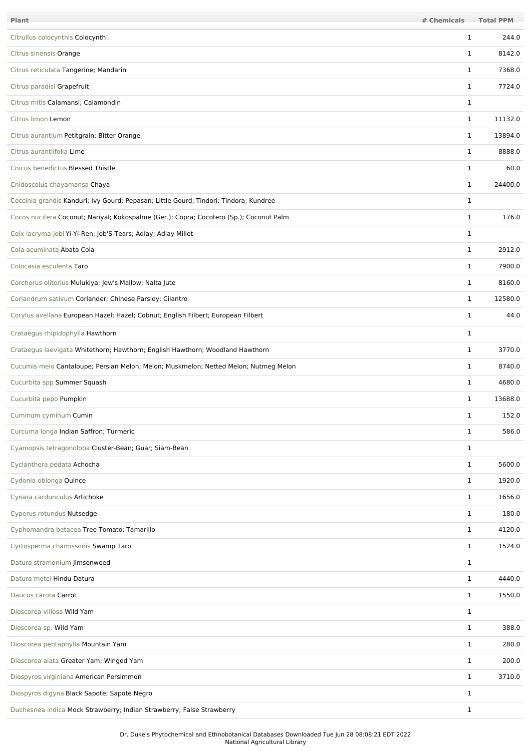| Plant | # Chemicals | Total PPM |
|---|---|---|
| Citrullus colocynthis Colocynth | 1 | 244.0 |
| Citrus sinensis Orange | 1 | 8142.0 |
| Citrus reticulata Tangerine; Mandarin | 1 | 7368.0 |
| Citrus paradisi Grapefruit | 1 | 7724.0 |
| Citrus mitis Calamansi; Calamondin | 1 | |
| Citrus limon Lemon | 1 | 11132.0 |
| Citrus aurantium Petitgrain; Bitter Orange | 1 | 13894.0 |
| Citrus aurantiifolia Lime | 1 | 8888.0 |
| Cnicus benedictus Blessed Thistle | 1 | 60.0 |
| Cnidoscolus chayamansa Chaya | 1 | 24400.0 |
| Coccinia grandis Kanduri; Ivy Gourd; Pepasan; Little Gourd; Tindori; Tindora; Kundree | 1 | |
| Cocos nucifera Coconut; Nariyal; Kokospalme (Ger.); Copra; Cocotero (Sp.); Coconut Palm | 1 | 176.0 |
| Coix lacryma-jobi Yi-Yi-Ren; Job'S-Tears; Adlay; Adlay Millet | 1 | |
| Cola acuminata Abata Cola | 1 | 2912.0 |
| Colocasia esculenta Taro | 1 | 7900.0 |
| Corchorus olitorius Mulukiya; Jew's Mallow; Nalta Jute | 1 | 8160.0 |
| Coriandrum sativum Coriander; Chinese Parsley; Cilantro | 1 | 12580.0 |
| Corylus avellana European Hazel; Hazel; Cobnut; English Filbert; European Filbert | 1 | 44.0 |
| Crataegus rhipidophylla Hawthorn | 1 | |
| Crataegus laevigata Whitethorn; Hawthorn; English Hawthorn; Woodland Hawthorn | 1 | 3770.0 |
| Cucumis melo Cantaloupe; Persian Melon; Melon; Muskmelon; Netted Melon; Nutmeg Melon | 1 | 8740.0 |
| Cucurbita spp Summer Squash | 1 | 4680.0 |
| Cucurbita pepo Pumpkin | 1 | 13688.0 |
| Cuminum cyminum Cumin | 1 | 152.0 |
| Curcuma longa Indian Saffron; Turmeric | 1 | 586.0 |
| Cyamopsis tetragonoloba Cluster-Bean; Guar; Siam-Bean | 1 | |
| Cyclanthera pedata Achocha | 1 | 5600.0 |
| Cydonia oblonga Quince | 1 | 1920.0 |
| Cynara cardunculus Artichoke | 1 | 1656.0 |
| Cyperus rotundus Nutsedge | 1 | 180.0 |
| Cyphomandra betacea Tree Tomato; Tamarillo | 1 | 4120.0 |
| Cyrtosperma chamissonis Swamp Taro | 1 | 1524.0 |
| Datura stramonium Jimsonweed | 1 | |
| Datura metel Hindu Datura | 1 | 4440.0 |
| Daucus carota Carrot | 1 | 1550.0 |
| Dioscorea villosa Wild Yam | 1 | |
| Dioscorea sp. Wild Yam | 1 | 388.0 |
| Dioscorea pentaphylla Mountain Yam | 1 | 280.0 |
| Dioscorea alata Greater Yam; Winged Yam | 1 | 200.0 |
| Diospyros virginiana American Persimmon | 1 | 3710.0 |
| Diospyros digyna Black Sapote; Sapote Negro | 1 | |
| Duchesnea indica Mock Strawberry; Indian Strawberry; False Strawberry | 1 | |

Dr. Duke's Phytochemical and Ethnobotanical Databases Downloaded Tue Jun 28 08:08:21 EDT 2022
National Agricultural Library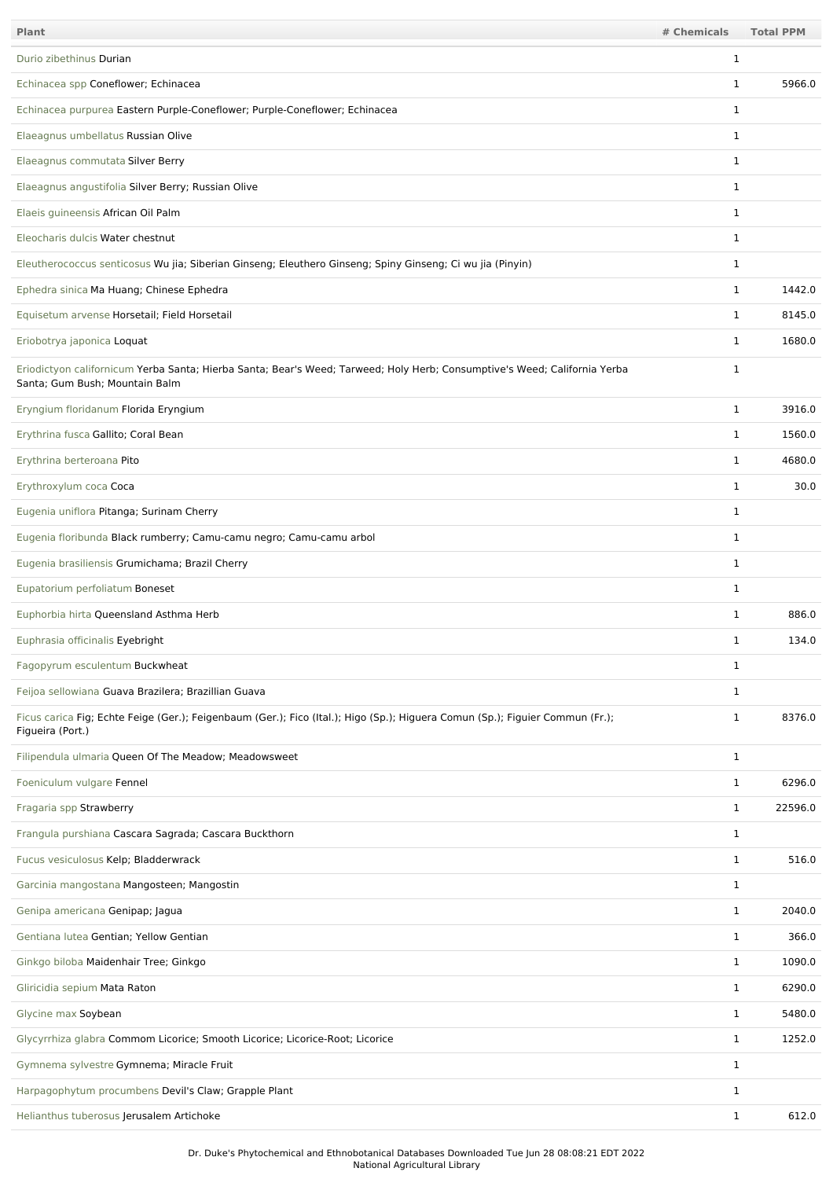| Plant | # Chemicals | Total PPM |
|---|---|---|
| Durio zibethinus Durian | 1 | |
| Echinacea spp Coneflower; Echinacea | 1 | 5966.0 |
| Echinacea purpurea Eastern Purple-Coneflower; Purple-Coneflower; Echinacea | 1 | |
| Elaeagnus umbellatus Russian Olive | 1 | |
| Elaeagnus commutata Silver Berry | 1 | |
| Elaeagnus angustifolia Silver Berry; Russian Olive | 1 | |
| Elaeis guineensis African Oil Palm | 1 | |
| Eleocharis dulcis Water chestnut | 1 | |
| Eleutherococcus senticosus Wu jia; Siberian Ginseng; Eleuthero Ginseng; Spiny Ginseng; Ci wu jia (Pinyin) | 1 | |
| Ephedra sinica Ma Huang; Chinese Ephedra | 1 | 1442.0 |
| Equisetum arvense Horsetail; Field Horsetail | 1 | 8145.0 |
| Eriobotrya japonica Loquat | 1 | 1680.0 |
| Eriodictyon californicum Yerba Santa; Hierba Santa; Bear's Weed; Tarweed; Holy Herb; Consumptive's Weed; California Yerba Santa; Gum Bush; Mountain Balm | 1 | |
| Eryngium floridanum Florida Eryngium | 1 | 3916.0 |
| Erythrina fusca Gallito; Coral Bean | 1 | 1560.0 |
| Erythrina berteroana Pito | 1 | 4680.0 |
| Erythroxylum coca Coca | 1 | 30.0 |
| Eugenia uniflora Pitanga; Surinam Cherry | 1 | |
| Eugenia floribunda Black rumberry; Camu-camu negro; Camu-camu arbol | 1 | |
| Eugenia brasiliensis Grumichama; Brazil Cherry | 1 | |
| Eupatorium perfoliatum Boneset | 1 | |
| Euphorbia hirta Queensland Asthma Herb | 1 | 886.0 |
| Euphrasia officinalis Eyebright | 1 | 134.0 |
| Fagopyrum esculentum Buckwheat | 1 | |
| Feijoa sellowiana Guava Brazilera; Brazillian Guava | 1 | |
| Ficus carica Fig; Echte Feige (Ger.); Feigenbaum (Ger.); Fico (Ital.); Higo (Sp.); Higuera Comun (Sp.); Figuier Commun (Fr.); Figueira (Port.) | 1 | 8376.0 |
| Filipendula ulmaria Queen Of The Meadow; Meadowsweet | 1 | |
| Foeniculum vulgare Fennel | 1 | 6296.0 |
| Fragaria spp Strawberry | 1 | 22596.0 |
| Frangula purshiana Cascara Sagrada; Cascara Buckthorn | 1 | |
| Fucus vesiculosus Kelp; Bladderwrack | 1 | 516.0 |
| Garcinia mangostana Mangosteen; Mangostin | 1 | |
| Genipa americana Genipap; Jagua | 1 | 2040.0 |
| Gentiana lutea Gentian; Yellow Gentian | 1 | 366.0 |
| Ginkgo biloba Maidenhair Tree; Ginkgo | 1 | 1090.0 |
| Gliricidia sepium Mata Raton | 1 | 6290.0 |
| Glycine max Soybean | 1 | 5480.0 |
| Glycyrrhiza glabra Commom Licorice; Smooth Licorice; Licorice-Root; Licorice | 1 | 1252.0 |
| Gymnema sylvestre Gymnema; Miracle Fruit | 1 | |
| Harpagophytum procumbens Devil's Claw; Grapple Plant | 1 | |
| Helianthus tuberosus Jerusalem Artichoke | 1 | 612.0 |

Dr. Duke's Phytochemical and Ethnobotanical Databases Downloaded Tue Jun 28 08:08:21 EDT 2022
National Agricultural Library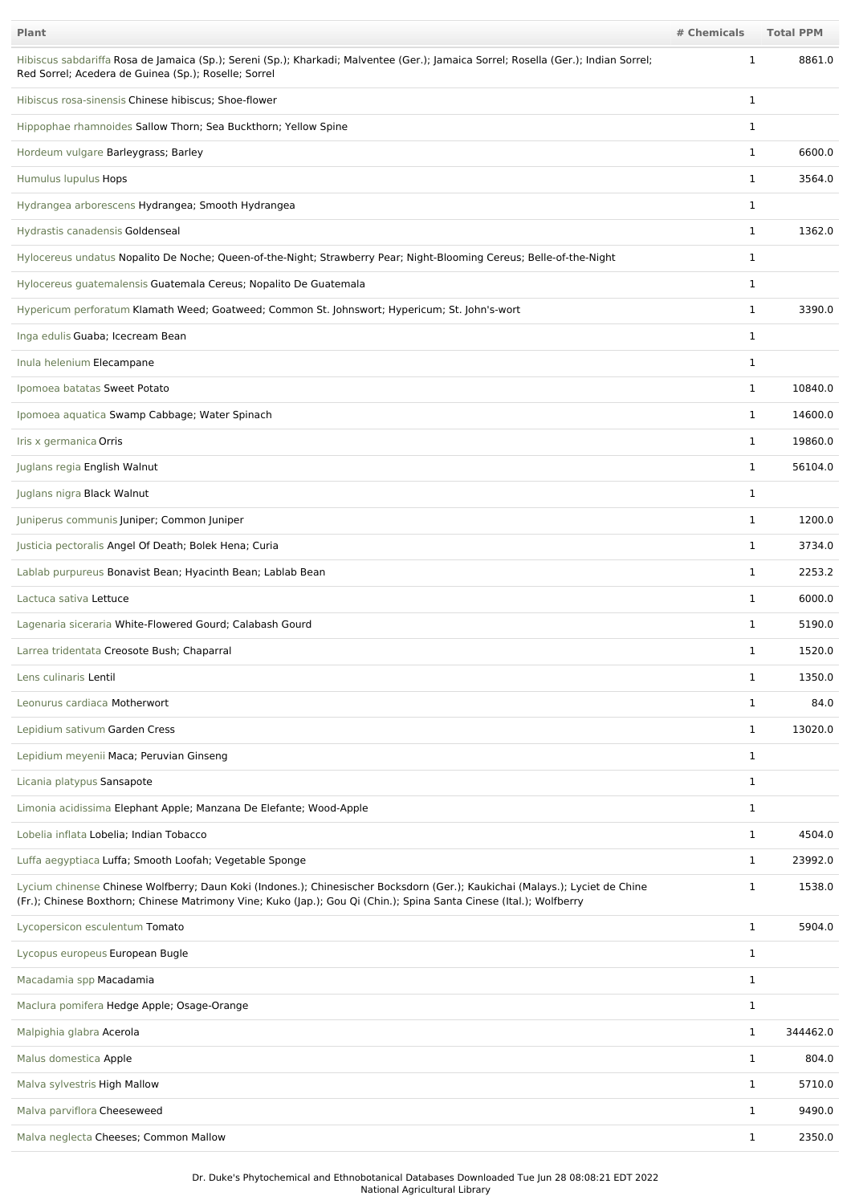| Plant | # Chemicals | Total PPM |
| --- | --- | --- |
| Hibiscus sabdariffa Rosa de Jamaica (Sp.); Sereni (Sp.); Kharkadi; Malventee (Ger.); Jamaica Sorrel; Rosella (Ger.); Indian Sorrel; Red Sorrel; Acedera de Guinea (Sp.); Roselle; Sorrel | 1 | 8861.0 |
| Hibiscus rosa-sinensis Chinese hibiscus; Shoe-flower | 1 | |
| Hippophae rhamnoides Sallow Thorn; Sea Buckthorn; Yellow Spine | 1 | |
| Hordeum vulgare Barleygrass; Barley | 1 | 6600.0 |
| Humulus lupulus Hops | 1 | 3564.0 |
| Hydrangea arborescens Hydrangea; Smooth Hydrangea | 1 | |
| Hydrastis canadensis Goldenseal | 1 | 1362.0 |
| Hylocereus undatus Nopalito De Noche; Queen-of-the-Night; Strawberry Pear; Night-Blooming Cereus; Belle-of-the-Night | 1 | |
| Hylocereus guatemalensis Guatemala Cereus; Nopalito De Guatemala | 1 | |
| Hypericum perforatum Klamath Weed; Goatweed; Common St. Johnswort; Hypericum; St. John's-wort | 1 | 3390.0 |
| Inga edulis Guaba; Icecream Bean | 1 | |
| Inula helenium Elecampane | 1 | |
| Ipomoea batatas Sweet Potato | 1 | 10840.0 |
| Ipomoea aquatica Swamp Cabbage; Water Spinach | 1 | 14600.0 |
| Iris x germanica Orris | 1 | 19860.0 |
| Juglans regia English Walnut | 1 | 56104.0 |
| Juglans nigra Black Walnut | 1 | |
| Juniperus communis Juniper; Common Juniper | 1 | 1200.0 |
| Justicia pectoralis Angel Of Death; Bolek Hena; Curia | 1 | 3734.0 |
| Lablab purpureus Bonavist Bean; Hyacinth Bean; Lablab Bean | 1 | 2253.2 |
| Lactuca sativa Lettuce | 1 | 6000.0 |
| Lagenaria siceraria White-Flowered Gourd; Calabash Gourd | 1 | 5190.0 |
| Larrea tridentata Creosote Bush; Chaparral | 1 | 1520.0 |
| Lens culinaris Lentil | 1 | 1350.0 |
| Leonurus cardiaca Motherwort | 1 | 84.0 |
| Lepidium sativum Garden Cress | 1 | 13020.0 |
| Lepidium meyenii Maca; Peruvian Ginseng | 1 | |
| Licania platypus Sansapote | 1 | |
| Limonia acidissima Elephant Apple; Manzana De Elefante; Wood-Apple | 1 | |
| Lobelia inflata Lobelia; Indian Tobacco | 1 | 4504.0 |
| Luffa aegyptiaca Luffa; Smooth Loofah; Vegetable Sponge | 1 | 23992.0 |
| Lycium chinense Chinese Wolfberry; Daun Koki (Indones.); Chinesischer Bocksdorn (Ger.); Kaukichai (Malays.); Lyciet de Chine (Fr.); Chinese Boxthorn; Chinese Matrimony Vine; Kuko (Jap.); Gou Qi (Chin.); Spina Santa Cinese (Ital.); Wolfberry | 1 | 1538.0 |
| Lycopersicon esculentum Tomato | 1 | 5904.0 |
| Lycopus europeus European Bugle | 1 | |
| Macadamia spp Macadamia | 1 | |
| Maclura pomifera Hedge Apple; Osage-Orange | 1 | |
| Malpighia glabra Acerola | 1 | 344462.0 |
| Malus domestica Apple | 1 | 804.0 |
| Malva sylvestris High Mallow | 1 | 5710.0 |
| Malva parviflora Cheeseweed | 1 | 9490.0 |
| Malva neglecta Cheeses; Common Mallow | 1 | 2350.0 |

Dr. Duke's Phytochemical and Ethnobotanical Databases Downloaded Tue Jun 28 08:08:21 EDT 2022
National Agricultural Library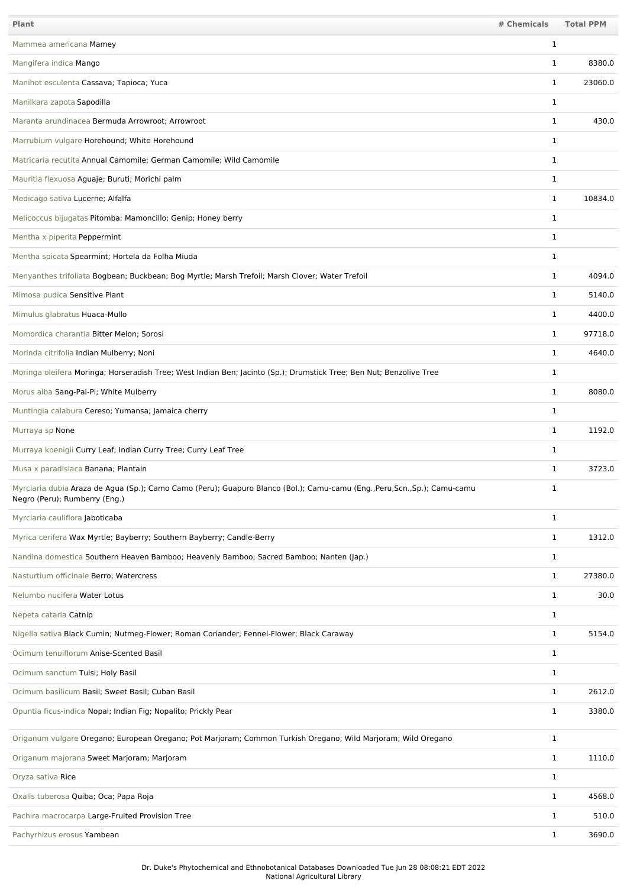| Plant | # Chemicals | Total PPM |
| --- | --- | --- |
| Mammea americana Mamey | 1 | |
| Mangifera indica Mango | 1 | 8380.0 |
| Manihot esculenta Cassava; Tapioca; Yuca | 1 | 23060.0 |
| Manilkara zapota Sapodilla | 1 | |
| Maranta arundinacea Bermuda Arrowroot; Arrowroot | 1 | 430.0 |
| Marrubium vulgare Horehound; White Horehound | 1 | |
| Matricaria recutita Annual Camomile; German Camomile; Wild Camomile | 1 | |
| Mauritia flexuosa Aguaje; Buruti; Morichi palm | 1 | |
| Medicago sativa Lucerne; Alfalfa | 1 | 10834.0 |
| Melicoccus bijugatas Pitomba; Mamoncillo; Genip; Honey berry | 1 | |
| Mentha x piperita Peppermint | 1 | |
| Mentha spicata Spearmint; Hortela da Folha Miuda | 1 | |
| Menyanthes trifoliata Bogbean; Buckbean; Bog Myrtle; Marsh Trefoil; Marsh Clover; Water Trefoil | 1 | 4094.0 |
| Mimosa pudica Sensitive Plant | 1 | 5140.0 |
| Mimulus glabratus Huaca-Mullo | 1 | 4400.0 |
| Momordica charantia Bitter Melon; Sorosi | 1 | 97718.0 |
| Morinda citrifolia Indian Mulberry; Noni | 1 | 4640.0 |
| Moringa oleifera Moringa; Horseradish Tree; West Indian Ben; Jacinto (Sp.); Drumstick Tree; Ben Nut; Benzolive Tree | 1 | |
| Morus alba Sang-Pai-Pi; White Mulberry | 1 | 8080.0 |
| Muntingia calabura Cereso; Yumansa; Jamaica cherry | 1 | |
| Murraya sp None | 1 | 1192.0 |
| Murraya koenigii Curry Leaf; Indian Curry Tree; Curry Leaf Tree | 1 | |
| Musa x paradisiaca Banana; Plantain | 1 | 3723.0 |
| Myrciaria dubia Araza de Agua (Sp.); Camo Camo (Peru); Guapuro Blanco (Bol.); Camu-camu (Eng.,Peru,Scn.,Sp.); Camu-camu Negro (Peru); Rumberry (Eng.) | 1 | |
| Myrciaria cauliflora Jaboticaba | 1 | |
| Myrica cerifera Wax Myrtle; Bayberry; Southern Bayberry; Candle-Berry | 1 | 1312.0 |
| Nandina domestica Southern Heaven Bamboo; Heavenly Bamboo; Sacred Bamboo; Nanten (Jap.) | 1 | |
| Nasturtium officinale Berro; Watercress | 1 | 27380.0 |
| Nelumbo nucifera Water Lotus | 1 | 30.0 |
| Nepeta cataria Catnip | 1 | |
| Nigella sativa Black Cumin; Nutmeg-Flower; Roman Coriander; Fennel-Flower; Black Caraway | 1 | 5154.0 |
| Ocimum tenuiflorum Anise-Scented Basil | 1 | |
| Ocimum sanctum Tulsi; Holy Basil | 1 | |
| Ocimum basilicum Basil; Sweet Basil; Cuban Basil | 1 | 2612.0 |
| Opuntia ficus-indica Nopal; Indian Fig; Nopalito; Prickly Pear | 1 | 3380.0 |
| Origanum vulgare Oregano; European Oregano; Pot Marjoram; Common Turkish Oregano; Wild Marjoram; Wild Oregano | 1 | |
| Origanum majorana Sweet Marjoram; Marjoram | 1 | 1110.0 |
| Oryza sativa Rice | 1 | |
| Oxalis tuberosa Quiba; Oca; Papa Roja | 1 | 4568.0 |
| Pachira macrocarpa Large-Fruited Provision Tree | 1 | 510.0 |
| Pachyrhizus erosus Yambean | 1 | 3690.0 |

Dr. Duke's Phytochemical and Ethnobotanical Databases Downloaded Tue Jun 28 08:08:21 EDT 2022
National Agricultural Library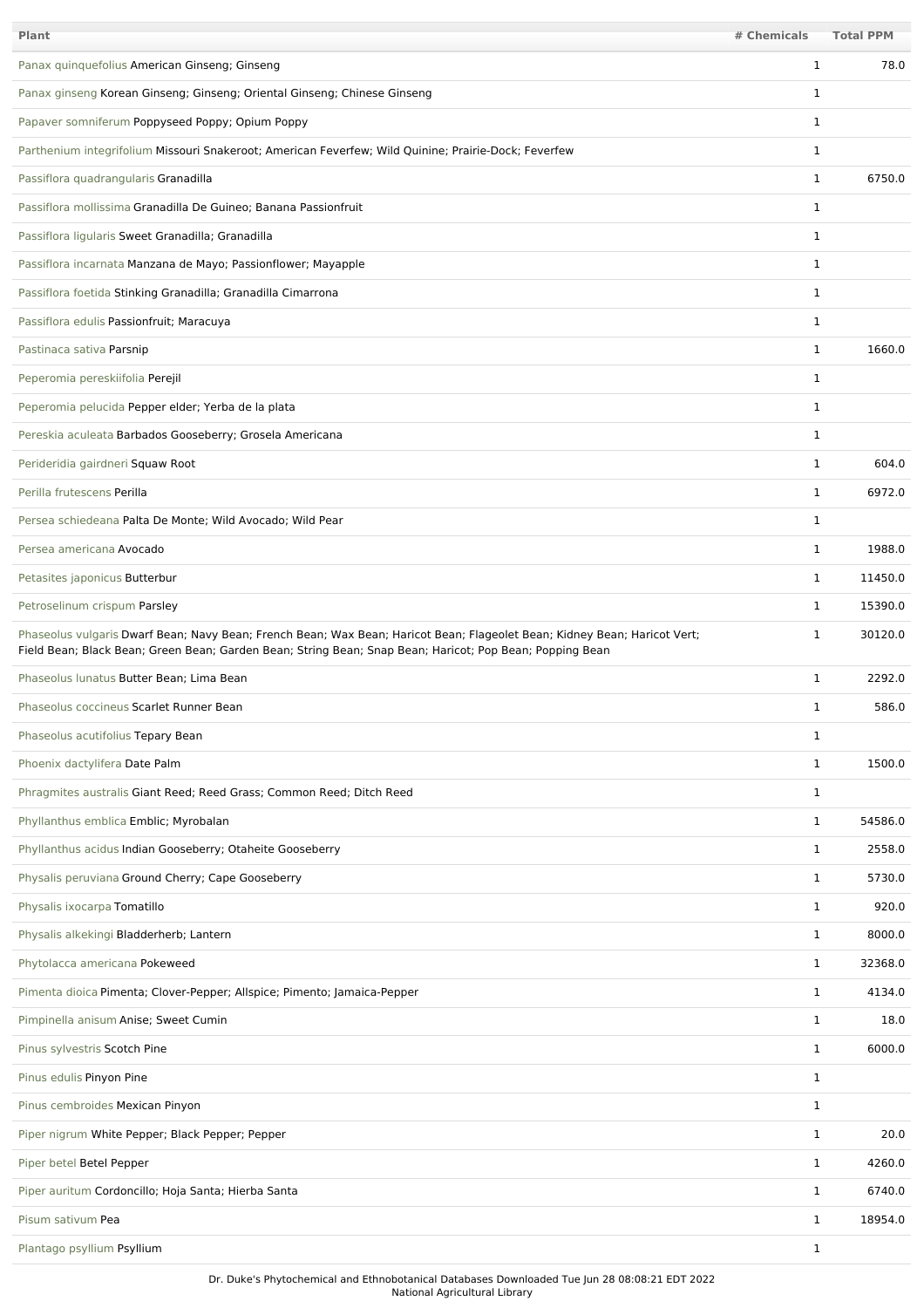| Plant | # Chemicals | Total PPM |
|---|---|---|
| Panax quinquefolius American Ginseng; Ginseng | 1 | 78.0 |
| Panax ginseng Korean Ginseng; Ginseng; Oriental Ginseng; Chinese Ginseng | 1 | |
| Papaver somniferum Poppyseed Poppy; Opium Poppy | 1 | |
| Parthenium integrifolium Missouri Snakeroot; American Feverfew; Wild Quinine; Prairie-Dock; Feverfew | 1 | |
| Passiflora quadrangularis Granadilla | 1 | 6750.0 |
| Passiflora mollissima Granadilla De Guineo; Banana Passionfruit | 1 | |
| Passiflora ligularis Sweet Granadilla; Granadilla | 1 | |
| Passiflora incarnata Manzana de Mayo; Passionflower; Mayapple | 1 | |
| Passiflora foetida Stinking Granadilla; Granadilla Cimarrona | 1 | |
| Passiflora edulis Passionfruit; Maracuya | 1 | |
| Pastinaca sativa Parsnip | 1 | 1660.0 |
| Peperomia pereskiifolia Perejil | 1 | |
| Peperomia pelucida Pepper elder; Yerba de la plata | 1 | |
| Pereskia aculeata Barbados Gooseberry; Grosela Americana | 1 | |
| Perideridia gairdneri Squaw Root | 1 | 604.0 |
| Perilla frutescens Perilla | 1 | 6972.0 |
| Persea schiedeana Palta De Monte; Wild Avocado; Wild Pear | 1 | |
| Persea americana Avocado | 1 | 1988.0 |
| Petasites japonicus Butterbur | 1 | 11450.0 |
| Petroselinum crispum Parsley | 1 | 15390.0 |
| Phaseolus vulgaris Dwarf Bean; Navy Bean; French Bean; Wax Bean; Haricot Bean; Flageolet Bean; Kidney Bean; Haricot Vert; Field Bean; Black Bean; Green Bean; Garden Bean; String Bean; Snap Bean; Haricot; Pop Bean; Popping Bean | 1 | 30120.0 |
| Phaseolus lunatus Butter Bean; Lima Bean | 1 | 2292.0 |
| Phaseolus coccineus Scarlet Runner Bean | 1 | 586.0 |
| Phaseolus acutifolius Tepary Bean | 1 | |
| Phoenix dactylifera Date Palm | 1 | 1500.0 |
| Phragmites australis Giant Reed; Reed Grass; Common Reed; Ditch Reed | 1 | |
| Phyllanthus emblica Emblic; Myrobalan | 1 | 54586.0 |
| Phyllanthus acidus Indian Gooseberry; Otaheite Gooseberry | 1 | 2558.0 |
| Physalis peruviana Ground Cherry; Cape Gooseberry | 1 | 5730.0 |
| Physalis ixocarpa Tomatillo | 1 | 920.0 |
| Physalis alkekingi Bladderherb; Lantern | 1 | 8000.0 |
| Phytolacca americana Pokeweed | 1 | 32368.0 |
| Pimenta dioica Pimenta; Clover-Pepper; Allspice; Pimento; Jamaica-Pepper | 1 | 4134.0 |
| Pimpinella anisum Anise; Sweet Cumin | 1 | 18.0 |
| Pinus sylvestris Scotch Pine | 1 | 6000.0 |
| Pinus edulis Pinyon Pine | 1 | |
| Pinus cembroides Mexican Pinyon | 1 | |
| Piper nigrum White Pepper; Black Pepper; Pepper | 1 | 20.0 |
| Piper betel Betel Pepper | 1 | 4260.0 |
| Piper auritum Cordoncillo; Hoja Santa; Hierba Santa | 1 | 6740.0 |
| Pisum sativum Pea | 1 | 18954.0 |
| Plantago psyllium Psyllium | 1 | |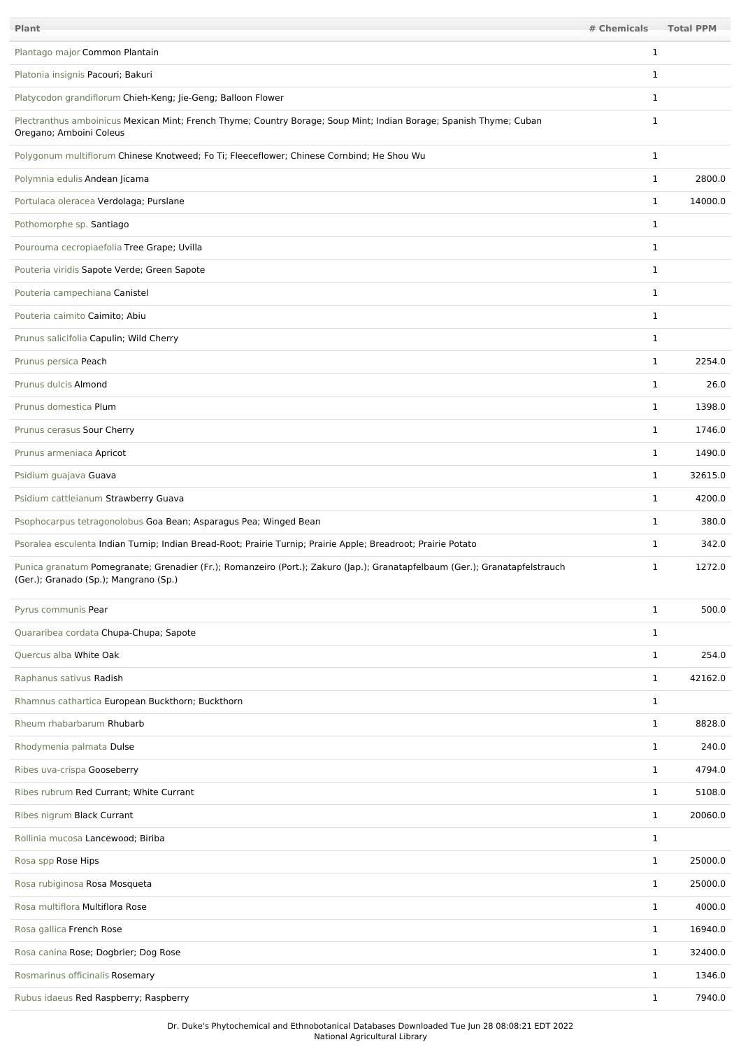| Plant | # Chemicals | Total PPM |
| --- | --- | --- |
| Plantago major Common Plantain | 1 | |
| Platonia insignis Pacouri; Bakuri | 1 | |
| Platycodon grandiflorum Chieh-Keng; Jie-Geng; Balloon Flower | 1 | |
| Plectranthus amboinicus Mexican Mint; French Thyme; Country Borage; Soup Mint; Indian Borage; Spanish Thyme; Cuban Oregano; Amboini Coleus | 1 | |
| Polygonum multiflorum Chinese Knotweed; Fo Ti; Fleeceflower; Chinese Cornbind; He Shou Wu | 1 | |
| Polymnia edulis Andean Jicama | 1 | 2800.0 |
| Portulaca oleracea Verdolaga; Purslane | 1 | 14000.0 |
| Pothomorphe sp. Santiago | 1 | |
| Pourouma cecropiaefolia Tree Grape; Uvilla | 1 | |
| Pouteria viridis Sapote Verde; Green Sapote | 1 | |
| Pouteria campechiana Canistel | 1 | |
| Pouteria caimito Caimito; Abiu | 1 | |
| Prunus salicifolia Capulin; Wild Cherry | 1 | |
| Prunus persica Peach | 1 | 2254.0 |
| Prunus dulcis Almond | 1 | 26.0 |
| Prunus domestica Plum | 1 | 1398.0 |
| Prunus cerasus Sour Cherry | 1 | 1746.0 |
| Prunus armeniaca Apricot | 1 | 1490.0 |
| Psidium guajava Guava | 1 | 32615.0 |
| Psidium cattleianum Strawberry Guava | 1 | 4200.0 |
| Psophocarpus tetragonolobus Goa Bean; Asparagus Pea; Winged Bean | 1 | 380.0 |
| Psoralea esculenta Indian Turnip; Indian Bread-Root; Prairie Turnip; Prairie Apple; Breadroot; Prairie Potato | 1 | 342.0 |
| Punica granatum Pomegranate; Grenadier (Fr.); Romanzeiro (Port.); Zakuro (Jap.); Granatapfelbaum (Ger.); Granatapfelstrauch (Ger.); Granado (Sp.); Mangrano (Sp.) | 1 | 1272.0 |
| Pyrus communis Pear | 1 | 500.0 |
| Quararibea cordata Chupa-Chupa; Sapote | 1 | |
| Quercus alba White Oak | 1 | 254.0 |
| Raphanus sativus Radish | 1 | 42162.0 |
| Rhamnus cathartica European Buckthorn; Buckthorn | 1 | |
| Rheum rhabarbarum Rhubarb | 1 | 8828.0 |
| Rhodymenia palmata Dulse | 1 | 240.0 |
| Ribes uva-crispa Gooseberry | 1 | 4794.0 |
| Ribes rubrum Red Currant; White Currant | 1 | 5108.0 |
| Ribes nigrum Black Currant | 1 | 20060.0 |
| Rollinia mucosa Lancewood; Biriba | 1 | |
| Rosa spp Rose Hips | 1 | 25000.0 |
| Rosa rubiginosa Rosa Mosqueta | 1 | 25000.0 |
| Rosa multiflora Multiflora Rose | 1 | 4000.0 |
| Rosa gallica French Rose | 1 | 16940.0 |
| Rosa canina Rose; Dogbrier; Dog Rose | 1 | 32400.0 |
| Rosmarinus officinalis Rosemary | 1 | 1346.0 |
| Rubus idaeus Red Raspberry; Raspberry | 1 | 7940.0 |

Dr. Duke's Phytochemical and Ethnobotanical Databases Downloaded Tue Jun 28 08:08:21 EDT 2022
National Agricultural Library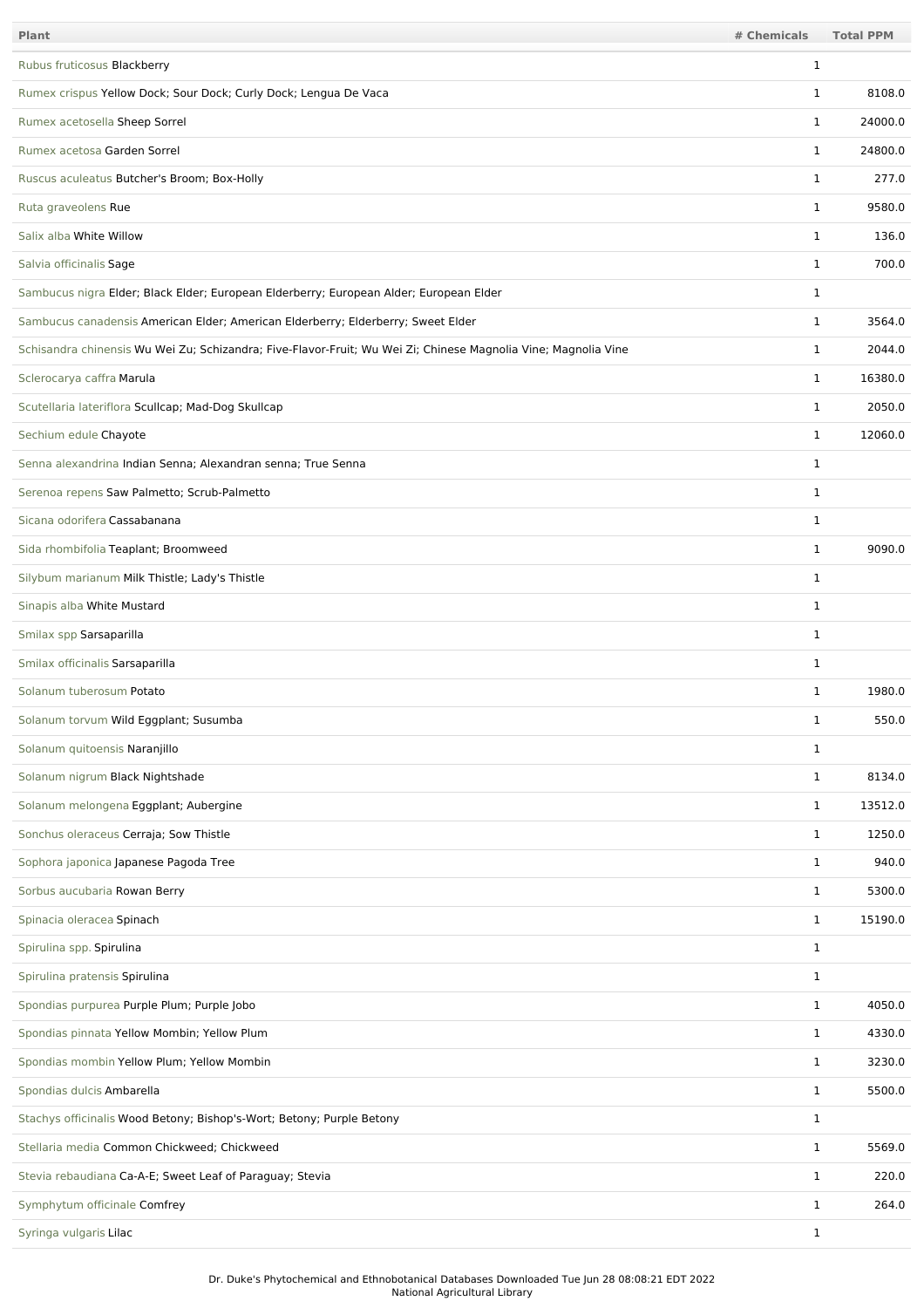| Plant | # Chemicals | Total PPM |
|---|---|---|
| Rubus fruticosus Blackberry | 1 | |
| Rumex crispus Yellow Dock; Sour Dock; Curly Dock; Lengua De Vaca | 1 | 8108.0 |
| Rumex acetosella Sheep Sorrel | 1 | 24000.0 |
| Rumex acetosa Garden Sorrel | 1 | 24800.0 |
| Ruscus aculeatus Butcher's Broom; Box-Holly | 1 | 277.0 |
| Ruta graveolens Rue | 1 | 9580.0 |
| Salix alba White Willow | 1 | 136.0 |
| Salvia officinalis Sage | 1 | 700.0 |
| Sambucus nigra Elder; Black Elder; European Elderberry; European Alder; European Elder | 1 | |
| Sambucus canadensis American Elder; American Elderberry; Elderberry; Sweet Elder | 1 | 3564.0 |
| Schisandra chinensis Wu Wei Zu; Schizandra; Five-Flavor-Fruit; Wu Wei Zi; Chinese Magnolia Vine; Magnolia Vine | 1 | 2044.0 |
| Sclerocarya caffra Marula | 1 | 16380.0 |
| Scutellaria lateriflora Scullcap; Mad-Dog Skullcap | 1 | 2050.0 |
| Sechium edule Chayote | 1 | 12060.0 |
| Senna alexandrina Indian Senna; Alexandran senna; True Senna | 1 | |
| Serenoa repens Saw Palmetto; Scrub-Palmetto | 1 | |
| Sicana odorifera Cassabanana | 1 | |
| Sida rhombifolia Teaplant; Broomweed | 1 | 9090.0 |
| Silybum marianum Milk Thistle; Lady's Thistle | 1 | |
| Sinapis alba White Mustard | 1 | |
| Smilax spp Sarsaparilla | 1 | |
| Smilax officinalis Sarsaparilla | 1 | |
| Solanum tuberosum Potato | 1 | 1980.0 |
| Solanum torvum Wild Eggplant; Susumba | 1 | 550.0 |
| Solanum quitoensis Naranjillo | 1 | |
| Solanum nigrum Black Nightshade | 1 | 8134.0 |
| Solanum melongena Eggplant; Aubergine | 1 | 13512.0 |
| Sonchus oleraceus Cerraja; Sow Thistle | 1 | 1250.0 |
| Sophora japonica Japanese Pagoda Tree | 1 | 940.0 |
| Sorbus aucubaria Rowan Berry | 1 | 5300.0 |
| Spinacia oleracea Spinach | 1 | 15190.0 |
| Spirulina spp. Spirulina | 1 | |
| Spirulina pratensis Spirulina | 1 | |
| Spondias purpurea Purple Plum; Purple Jobo | 1 | 4050.0 |
| Spondias pinnata Yellow Mombin; Yellow Plum | 1 | 4330.0 |
| Spondias mombin Yellow Plum; Yellow Mombin | 1 | 3230.0 |
| Spondias dulcis Ambarella | 1 | 5500.0 |
| Stachys officinalis Wood Betony; Bishop's-Wort; Betony; Purple Betony | 1 | |
| Stellaria media Common Chickweed; Chickweed | 1 | 5569.0 |
| Stevia rebaudiana Ca-A-E; Sweet Leaf of Paraguay; Stevia | 1 | 220.0 |
| Symphytum officinale Comfrey | 1 | 264.0 |
| Syringa vulgaris Lilac | 1 | |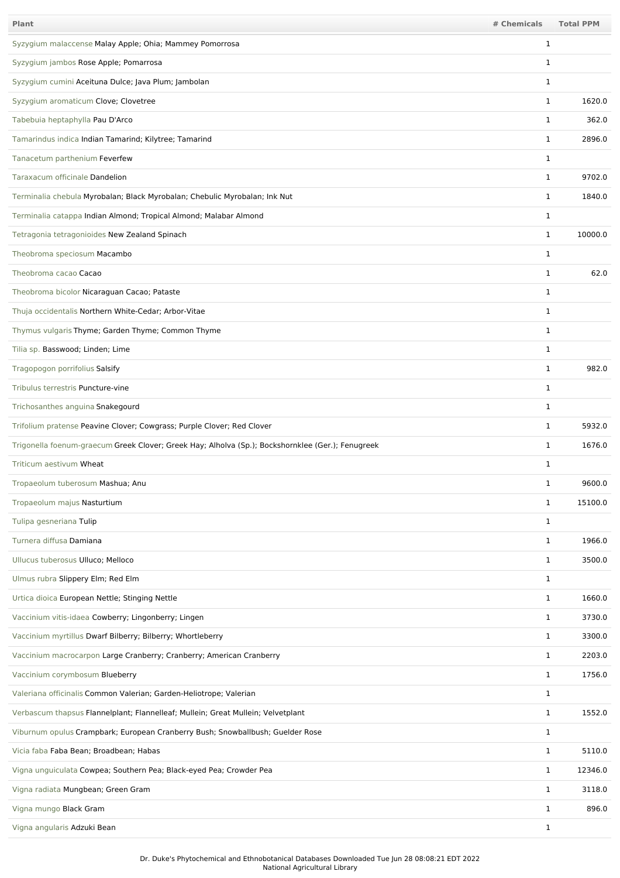| Plant | # Chemicals | Total PPM |
| --- | --- | --- |
| Syzygium malaccense Malay Apple; Ohia; Mammey Pomorrosa | 1 | |
| Syzygium jambos Rose Apple; Pomarrosa | 1 | |
| Syzygium cumini Aceituna Dulce; Java Plum; Jambolan | 1 | |
| Syzygium aromaticum Clove; Clovetree | 1 | 1620.0 |
| Tabebuia heptaphylla Pau D'Arco | 1 | 362.0 |
| Tamarindus indica Indian Tamarind; Kilytree; Tamarind | 1 | 2896.0 |
| Tanacetum parthenium Feverfew | 1 | |
| Taraxacum officinale Dandelion | 1 | 9702.0 |
| Terminalia chebula Myrobalan; Black Myrobalan; Chebulic Myrobalan; Ink Nut | 1 | 1840.0 |
| Terminalia catappa Indian Almond; Tropical Almond; Malabar Almond | 1 | |
| Tetragonia tetragonioides New Zealand Spinach | 1 | 10000.0 |
| Theobroma speciosum Macambo | 1 | |
| Theobroma cacao Cacao | 1 | 62.0 |
| Theobroma bicolor Nicaraguan Cacao; Pataste | 1 | |
| Thuja occidentalis Northern White-Cedar; Arbor-Vitae | 1 | |
| Thymus vulgaris Thyme; Garden Thyme; Common Thyme | 1 | |
| Tilia sp. Basswood; Linden; Lime | 1 | |
| Tragopogon porrifolius Salsify | 1 | 982.0 |
| Tribulus terrestris Puncture-vine | 1 | |
| Trichosanthes anguina Snakegourd | 1 | |
| Trifolium pratense Peavine Clover; Cowgrass; Purple Clover; Red Clover | 1 | 5932.0 |
| Trigonella foenum-graecum Greek Clover; Greek Hay; Alholva (Sp.); Bockshornklee (Ger.); Fenugreek | 1 | 1676.0 |
| Triticum aestivum Wheat | 1 | |
| Tropaeolum tuberosum Mashua; Anu | 1 | 9600.0 |
| Tropaeolum majus Nasturtium | 1 | 15100.0 |
| Tulipa gesneriana Tulip | 1 | |
| Turnera diffusa Damiana | 1 | 1966.0 |
| Ullucus tuberosus Ulluco; Melloco | 1 | 3500.0 |
| Ulmus rubra Slippery Elm; Red Elm | 1 | |
| Urtica dioica European Nettle; Stinging Nettle | 1 | 1660.0 |
| Vaccinium vitis-idaea Cowberry; Lingonberry; Lingen | 1 | 3730.0 |
| Vaccinium myrtillus Dwarf Bilberry; Bilberry; Whortleberry | 1 | 3300.0 |
| Vaccinium macrocarpon Large Cranberry; Cranberry; American Cranberry | 1 | 2203.0 |
| Vaccinium corymbosum Blueberry | 1 | 1756.0 |
| Valeriana officinalis Common Valerian; Garden-Heliotrope; Valerian | 1 | |
| Verbascum thapsus Flannelplant; Flannelleaf; Mullein; Great Mullein; Velvetplant | 1 | 1552.0 |
| Viburnum opulus Crampbark; European Cranberry Bush; Snowballbush; Guelder Rose | 1 | |
| Vicia faba Faba Bean; Broadbean; Habas | 1 | 5110.0 |
| Vigna unguiculata Cowpea; Southern Pea; Black-eyed Pea; Crowder Pea | 1 | 12346.0 |
| Vigna radiata Mungbean; Green Gram | 1 | 3118.0 |
| Vigna mungo Black Gram | 1 | 896.0 |
| Vigna angularis Adzuki Bean | 1 | |

Dr. Duke's Phytochemical and Ethnobotanical Databases Downloaded Tue Jun 28 08:08:21 EDT 2022
National Agricultural Library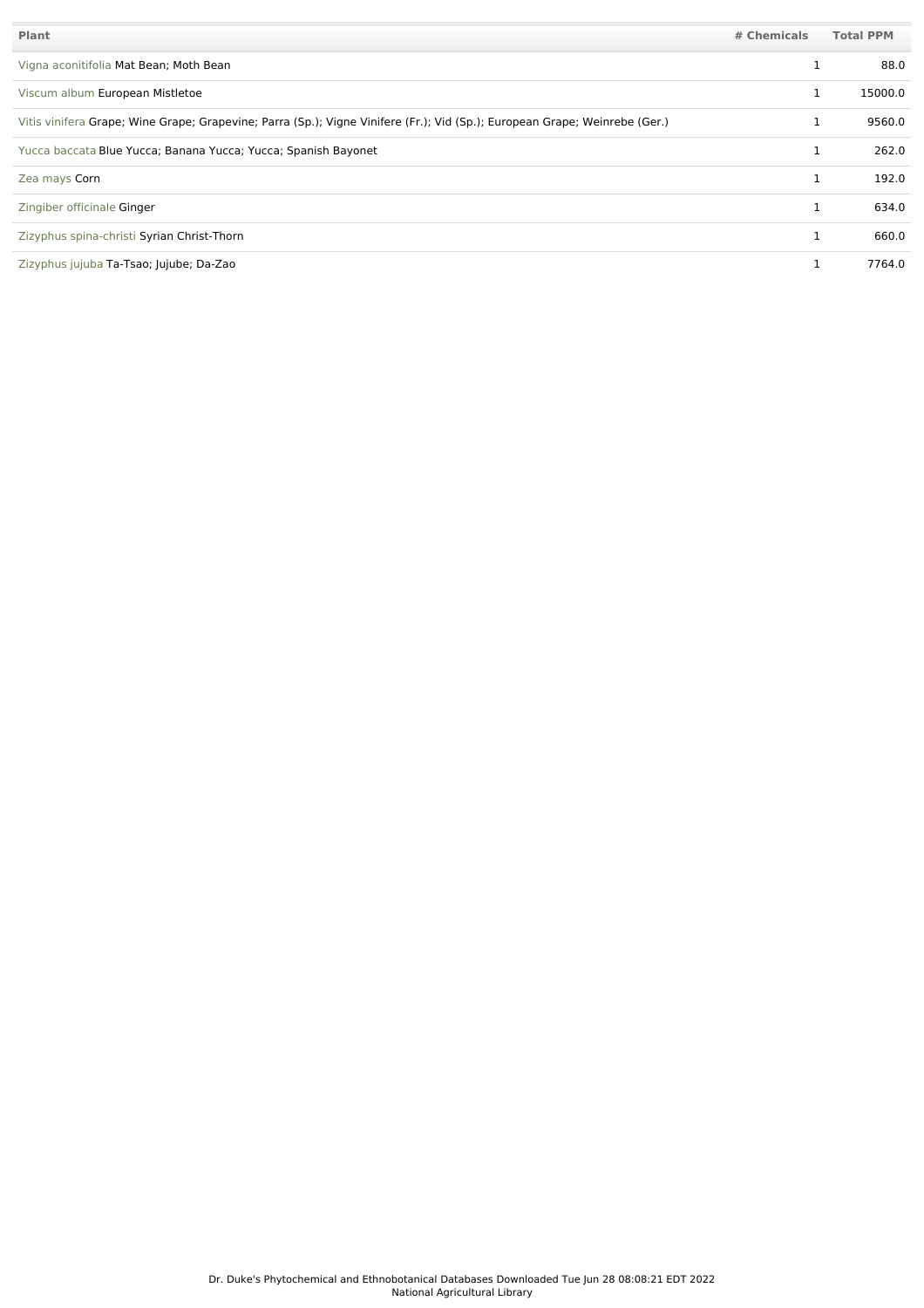| Plant | # Chemicals | Total PPM |
|---|---|---|
| Vigna aconitifolia Mat Bean; Moth Bean | 1 | 88.0 |
| Viscum album European Mistletoe | 1 | 15000.0 |
| Vitis vinifera Grape; Wine Grape; Grapevine; Parra (Sp.); Vigne Vinifere (Fr.); Vid (Sp.); European Grape; Weinrebe (Ger.) | 1 | 9560.0 |
| Yucca baccata Blue Yucca; Banana Yucca; Yucca; Spanish Bayonet | 1 | 262.0 |
| Zea mays Corn | 1 | 192.0 |
| Zingiber officinale Ginger | 1 | 634.0 |
| Zizyphus spina-christi Syrian Christ-Thorn | 1 | 660.0 |
| Zizyphus jujuba Ta-Tsao; Jujube; Da-Zao | 1 | 7764.0 |

Dr. Duke's Phytochemical and Ethnobotanical Databases Downloaded Tue Jun 28 08:08:21 EDT 2022
National Agricultural Library